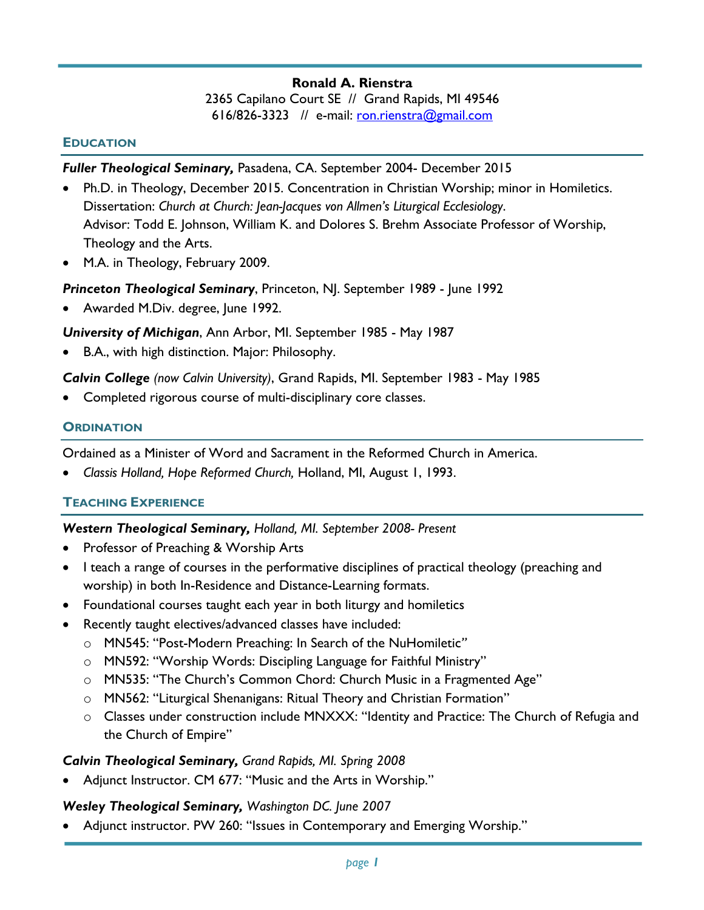**Ronald A. Rienstra**
2365 Capilano Court SE // Grand Rapids, MI 49546
616/826-3323 // e-mail: ron.rienstra@gmail.com

## EDUCATION

***Fuller Theological Seminary,*** Pasadena, CA. September 2004- December 2015

- Ph.D. in Theology, December 2015. Concentration in Christian Worship; minor in Homiletics. Dissertation: *Church at Church: Jean-Jacques von Allmen's Liturgical Ecclesiology*. Advisor: Todd E. Johnson, William K. and Dolores S. Brehm Associate Professor of Worship, Theology and the Arts.
- M.A. in Theology, February 2009.

***Princeton Theological Seminary***, Princeton, NJ. September 1989 - June 1992

- Awarded M.Div. degree, June 1992.

***University of Michigan***, Ann Arbor, MI. September 1985 - May 1987

- B.A., with high distinction. Major: Philosophy.

***Calvin College*** *(now Calvin University)*, Grand Rapids, MI. September 1983 - May 1985

- Completed rigorous course of multi-disciplinary core classes.

## ORDINATION

Ordained as a Minister of Word and Sacrament in the Reformed Church in America.

- *Classis Holland, Hope Reformed Church,* Holland, MI, August 1, 1993.

## TEACHING EXPERIENCE

***Western Theological Seminary,*** *Holland, MI. September 2008- Present*

- Professor of Preaching & Worship Arts
- I teach a range of courses in the performative disciplines of practical theology (preaching and worship) in both In-Residence and Distance-Learning formats.
- Foundational courses taught each year in both liturgy and homiletics
- Recently taught electives/advanced classes have included:
  - MN545: "Post-Modern Preaching: In Search of the NuHomiletic"
  - MN592: "Worship Words: Discipling Language for Faithful Ministry"
  - MN535: "The Church's Common Chord: Church Music in a Fragmented Age"
  - MN562: "Liturgical Shenanigans: Ritual Theory and Christian Formation"
  - Classes under construction include MNXXX: "Identity and Practice: The Church of Refugia and the Church of Empire"

***Calvin Theological Seminary,*** *Grand Rapids, MI. Spring 2008*

- Adjunct Instructor. CM 677: "Music and the Arts in Worship."

***Wesley Theological Seminary,*** *Washington DC. June 2007*

- Adjunct instructor. PW 260: "Issues in Contemporary and Emerging Worship."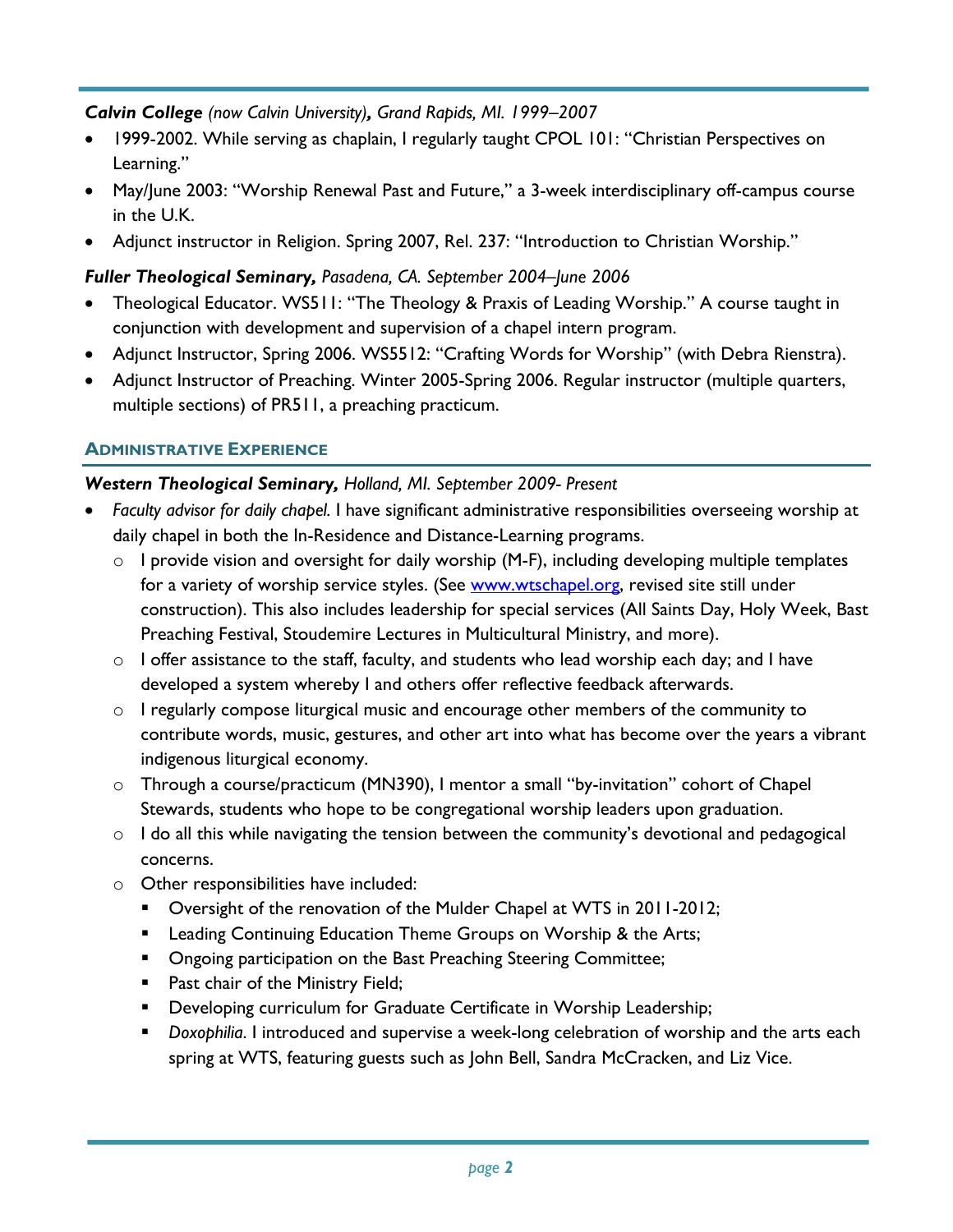***Calvin College** (now Calvin University)**,** Grand Rapids, MI. 1999–2007*

- 1999-2002. While serving as chaplain, I regularly taught CPOL 101: "Christian Perspectives on Learning."
- May/June 2003: "Worship Renewal Past and Future," a 3-week interdisciplinary off-campus course in the U.K.
- Adjunct instructor in Religion. Spring 2007, Rel. 237: "Introduction to Christian Worship."

***Fuller Theological Seminary,** Pasadena, CA. September 2004–June 2006*

- Theological Educator. WS511: "The Theology & Praxis of Leading Worship." A course taught in conjunction with development and supervision of a chapel intern program.
- Adjunct Instructor, Spring 2006. WS5512: "Crafting Words for Worship" (with Debra Rienstra).
- Adjunct Instructor of Preaching. Winter 2005-Spring 2006. Regular instructor (multiple quarters, multiple sections) of PR511, a preaching practicum.

## Administrative Experience

***Western Theological Seminary,** Holland, MI. September 2009- Present*

- *Faculty advisor for daily chapel.* I have significant administrative responsibilities overseeing worship at daily chapel in both the In-Residence and Distance-Learning programs.
  - I provide vision and oversight for daily worship (M-F), including developing multiple templates for a variety of worship service styles. (See [www.wtschapel.org](http://www.wtschapel.org), revised site still under construction). This also includes leadership for special services (All Saints Day, Holy Week, Bast Preaching Festival, Stoudemire Lectures in Multicultural Ministry, and more).
  - I offer assistance to the staff, faculty, and students who lead worship each day; and I have developed a system whereby I and others offer reflective feedback afterwards.
  - I regularly compose liturgical music and encourage other members of the community to contribute words, music, gestures, and other art into what has become over the years a vibrant indigenous liturgical economy.
  - Through a course/practicum (MN390), I mentor a small "by-invitation" cohort of Chapel Stewards, students who hope to be congregational worship leaders upon graduation.
  - I do all this while navigating the tension between the community's devotional and pedagogical concerns.
  - Other responsibilities have included:
    - Oversight of the renovation of the Mulder Chapel at WTS in 2011-2012;
    - Leading Continuing Education Theme Groups on Worship & the Arts;
    - Ongoing participation on the Bast Preaching Steering Committee;
    - Past chair of the Ministry Field;
    - Developing curriculum for Graduate Certificate in Worship Leadership;
    - *Doxophilia*. I introduced and supervise a week-long celebration of worship and the arts each spring at WTS, featuring guests such as John Bell, Sandra McCracken, and Liz Vice.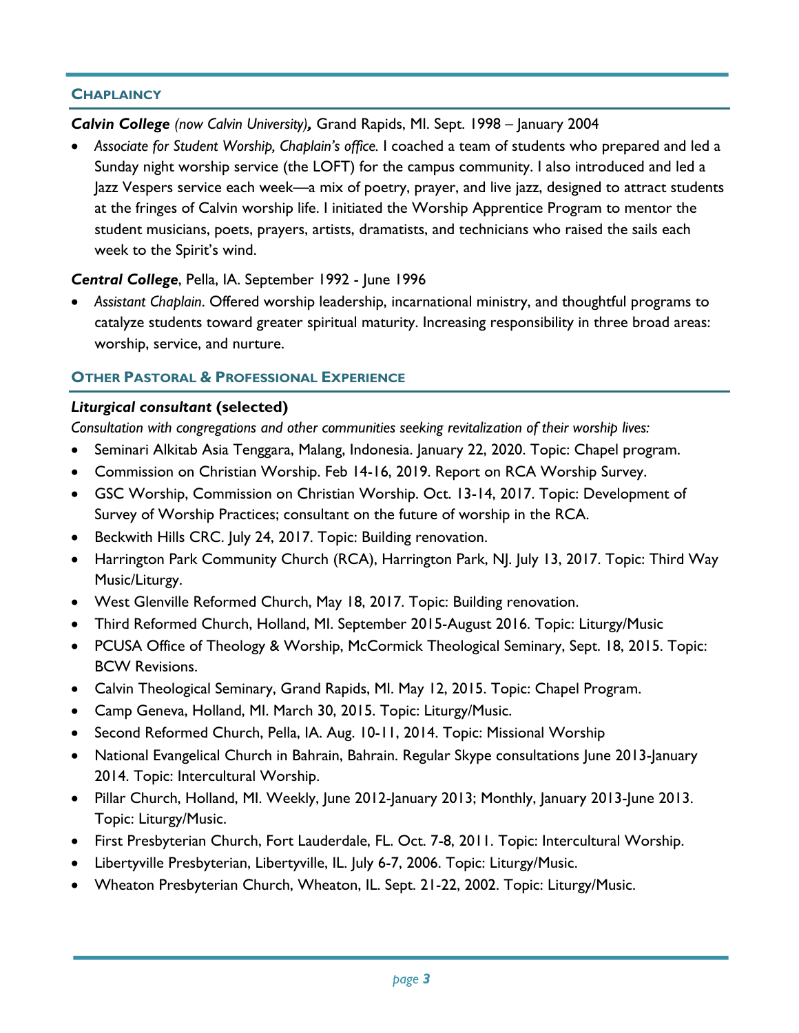## CHAPLAINCY

***Calvin College*** *(now Calvin University)*, Grand Rapids, MI. Sept. 1998 – January 2004

- *Associate for Student Worship, Chaplain's office.* I coached a team of students who prepared and led a Sunday night worship service (the LOFT) for the campus community. I also introduced and led a Jazz Vespers service each week—a mix of poetry, prayer, and live jazz, designed to attract students at the fringes of Calvin worship life. I initiated the Worship Apprentice Program to mentor the student musicians, poets, prayers, artists, dramatists, and technicians who raised the sails each week to the Spirit's wind.

***Central College***, Pella, IA. September 1992 - June 1996

- *Assistant Chaplain*. Offered worship leadership, incarnational ministry, and thoughtful programs to catalyze students toward greater spiritual maturity. Increasing responsibility in three broad areas: worship, service, and nurture.

## OTHER PASTORAL & PROFESSIONAL EXPERIENCE

***Liturgical consultant*** **(selected)**

*Consultation with congregations and other communities seeking revitalization of their worship lives:*

- Seminari Alkitab Asia Tenggara, Malang, Indonesia. January 22, 2020. Topic: Chapel program.
- Commission on Christian Worship. Feb 14-16, 2019. Report on RCA Worship Survey.
- GSC Worship, Commission on Christian Worship. Oct. 13-14, 2017. Topic: Development of Survey of Worship Practices; consultant on the future of worship in the RCA.
- Beckwith Hills CRC. July 24, 2017. Topic: Building renovation.
- Harrington Park Community Church (RCA), Harrington Park, NJ. July 13, 2017. Topic: Third Way Music/Liturgy.
- West Glenville Reformed Church, May 18, 2017. Topic: Building renovation.
- Third Reformed Church, Holland, MI. September 2015-August 2016. Topic: Liturgy/Music
- PCUSA Office of Theology & Worship, McCormick Theological Seminary, Sept. 18, 2015. Topic: BCW Revisions.
- Calvin Theological Seminary, Grand Rapids, MI. May 12, 2015. Topic: Chapel Program.
- Camp Geneva, Holland, MI. March 30, 2015. Topic: Liturgy/Music.
- Second Reformed Church, Pella, IA. Aug. 10-11, 2014. Topic: Missional Worship
- National Evangelical Church in Bahrain, Bahrain. Regular Skype consultations June 2013-January 2014. Topic: Intercultural Worship.
- Pillar Church, Holland, MI. Weekly, June 2012-January 2013; Monthly, January 2013-June 2013. Topic: Liturgy/Music.
- First Presbyterian Church, Fort Lauderdale, FL. Oct. 7-8, 2011. Topic: Intercultural Worship.
- Libertyville Presbyterian, Libertyville, IL. July 6-7, 2006. Topic: Liturgy/Music.
- Wheaton Presbyterian Church, Wheaton, IL. Sept. 21-22, 2002. Topic: Liturgy/Music.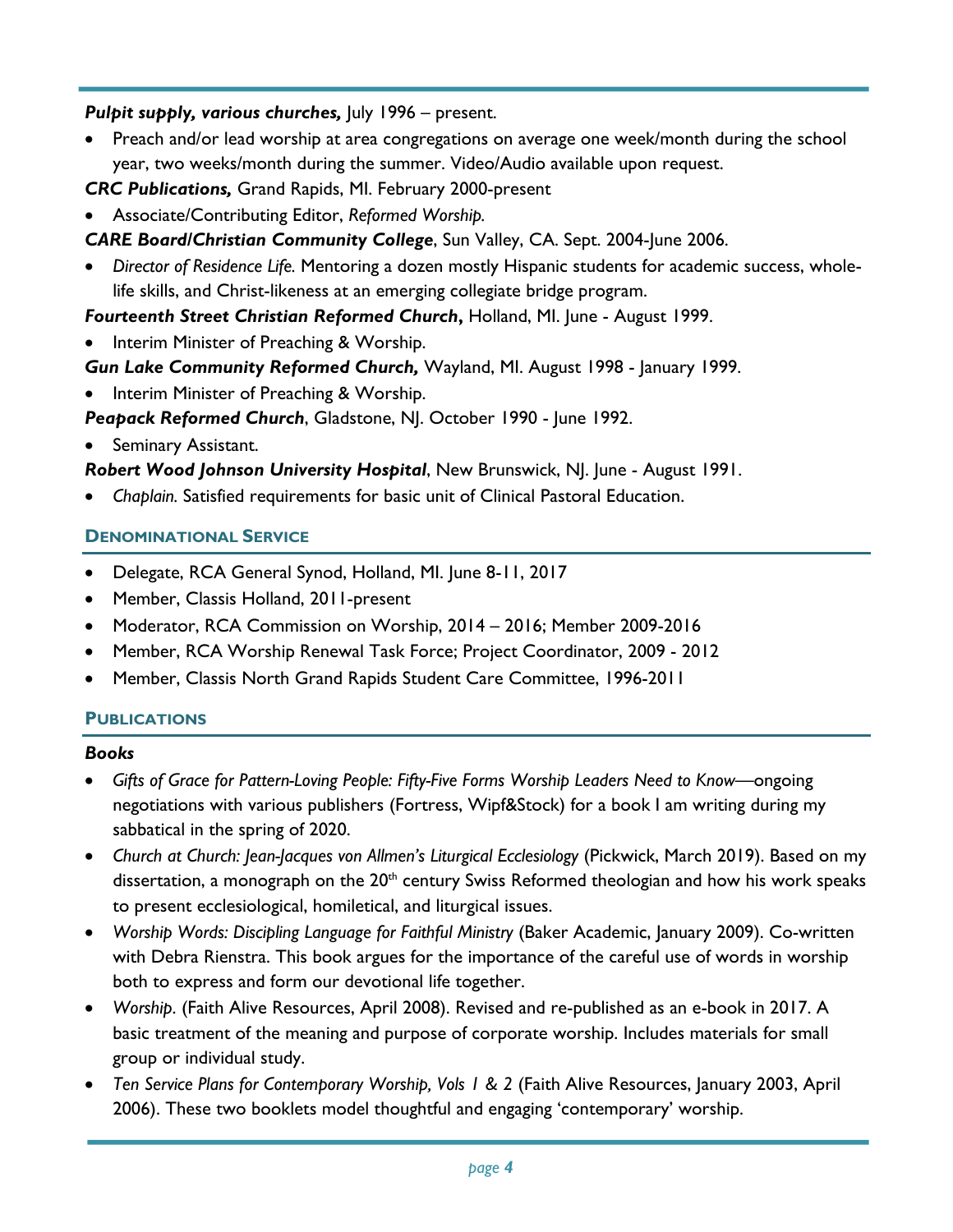***Pulpit supply, various churches,*** July 1996 – present.

- Preach and/or lead worship at area congregations on average one week/month during the school year, two weeks/month during the summer. Video/Audio available upon request.

***CRC Publications,*** Grand Rapids, MI. February 2000-present

- Associate/Contributing Editor, *Reformed Worship.*

***CARE Board/Christian Community College***, Sun Valley, CA. Sept. 2004-June 2006.

- *Director of Residence Life.* Mentoring a dozen mostly Hispanic students for academic success, whole-life skills, and Christ-likeness at an emerging collegiate bridge program.

***Fourteenth Street Christian Reformed Church,*** Holland, MI. June - August 1999.

- Interim Minister of Preaching & Worship.

***Gun Lake Community Reformed Church,*** Wayland, MI. August 1998 - January 1999.

- Interim Minister of Preaching & Worship.

***Peapack Reformed Church***, Gladstone, NJ. October 1990 - June 1992.

- Seminary Assistant.

***Robert Wood Johnson University Hospital***, New Brunswick, NJ. June - August 1991.

- *Chaplain.* Satisfied requirements for basic unit of Clinical Pastoral Education.

## Denominational Service

- Delegate, RCA General Synod, Holland, MI. June 8-11, 2017
- Member, Classis Holland, 2011-present
- Moderator, RCA Commission on Worship, 2014 – 2016; Member 2009-2016
- Member, RCA Worship Renewal Task Force; Project Coordinator, 2009 - 2012
- Member, Classis North Grand Rapids Student Care Committee, 1996-2011

## Publications

### *Books*

- *Gifts of Grace for Pattern-Loving People: Fifty-Five Forms Worship Leaders Need to Know*—ongoing negotiations with various publishers (Fortress, Wipf&Stock) for a book I am writing during my sabbatical in the spring of 2020.
- *Church at Church: Jean-Jacques von Allmen's Liturgical Ecclesiology* (Pickwick, March 2019). Based on my dissertation, a monograph on the 20th century Swiss Reformed theologian and how his work speaks to present ecclesiological, homiletical, and liturgical issues.
- *Worship Words: Discipling Language for Faithful Ministry* (Baker Academic, January 2009). Co-written with Debra Rienstra. This book argues for the importance of the careful use of words in worship both to express and form our devotional life together.
- *Worship.* (Faith Alive Resources, April 2008). Revised and re-published as an e-book in 2017. A basic treatment of the meaning and purpose of corporate worship. Includes materials for small group or individual study.
- *Ten Service Plans for Contemporary Worship, Vols 1 & 2* (Faith Alive Resources, January 2003, April 2006). These two booklets model thoughtful and engaging 'contemporary' worship.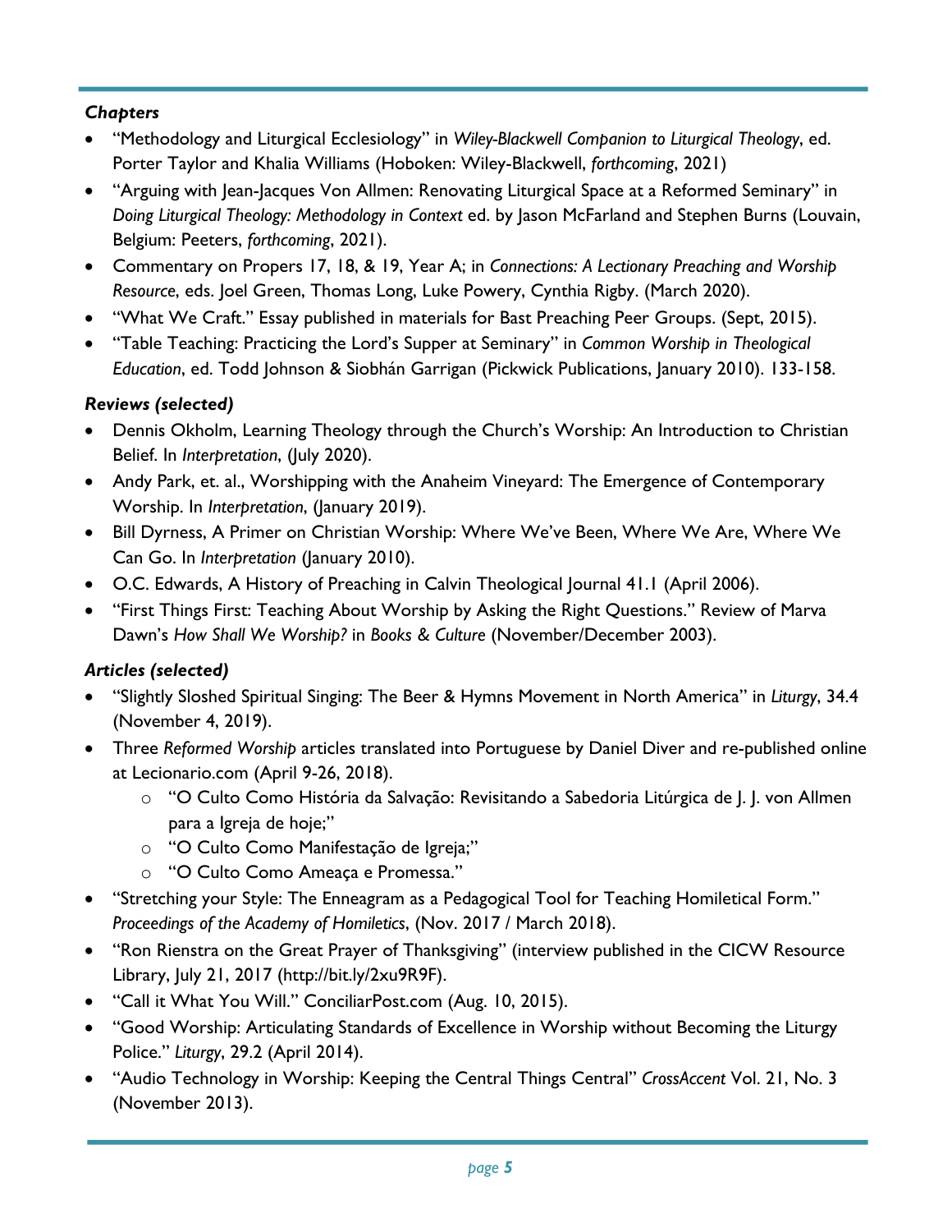### *Chapters*

- "Methodology and Liturgical Ecclesiology" in *Wiley-Blackwell Companion to Liturgical Theology*, ed. Porter Taylor and Khalia Williams (Hoboken: Wiley-Blackwell, *forthcoming*, 2021)
- "Arguing with Jean-Jacques Von Allmen: Renovating Liturgical Space at a Reformed Seminary" in *Doing Liturgical Theology: Methodology in Context* ed. by Jason McFarland and Stephen Burns (Louvain, Belgium: Peeters, *forthcoming*, 2021).
- Commentary on Propers 17, 18, & 19, Year A; in *Connections: A Lectionary Preaching and Worship Resource*, eds. Joel Green, Thomas Long, Luke Powery, Cynthia Rigby. (March 2020).
- "What We Craft." Essay published in materials for Bast Preaching Peer Groups. (Sept, 2015).
- "Table Teaching: Practicing the Lord's Supper at Seminary" in *Common Worship in Theological Education*, ed. Todd Johnson & Siobhán Garrigan (Pickwick Publications, January 2010). 133-158.

### *Reviews (selected)*

- Dennis Okholm, Learning Theology through the Church's Worship: An Introduction to Christian Belief. In *Interpretation*, (July 2020).
- Andy Park, et. al., Worshipping with the Anaheim Vineyard: The Emergence of Contemporary Worship. In *Interpretation*, (January 2019).
- Bill Dyrness, A Primer on Christian Worship: Where We've Been, Where We Are, Where We Can Go. In *Interpretation* (January 2010).
- O.C. Edwards, A History of Preaching in Calvin Theological Journal 41.1 (April 2006).
- "First Things First: Teaching About Worship by Asking the Right Questions." Review of Marva Dawn's *How Shall We Worship?* in *Books & Culture* (November/December 2003).

### *Articles (selected)*

- "Slightly Sloshed Spiritual Singing: The Beer & Hymns Movement in North America" in *Liturgy*, 34.4 (November 4, 2019).
- Three *Reformed Worship* articles translated into Portuguese by Daniel Diver and re-published online at Lecionario.com (April 9-26, 2018).
  - "O Culto Como História da Salvação: Revisitando a Sabedoria Litúrgica de J. J. von Allmen para a Igreja de hoje;"
  - "O Culto Como Manifestação de Igreja;"
  - "O Culto Como Ameaça e Promessa."
- "Stretching your Style: The Enneagram as a Pedagogical Tool for Teaching Homiletical Form." *Proceedings of the Academy of Homiletics*, (Nov. 2017 / March 2018).
- "Ron Rienstra on the Great Prayer of Thanksgiving" (interview published in the CICW Resource Library, July 21, 2017 (http://bit.ly/2xu9R9F).
- "Call it What You Will." ConciliarPost.com (Aug. 10, 2015).
- "Good Worship: Articulating Standards of Excellence in Worship without Becoming the Liturgy Police." *Liturgy*, 29.2 (April 2014).
- "Audio Technology in Worship: Keeping the Central Things Central" *CrossAccent* Vol. 21, No. 3 (November 2013).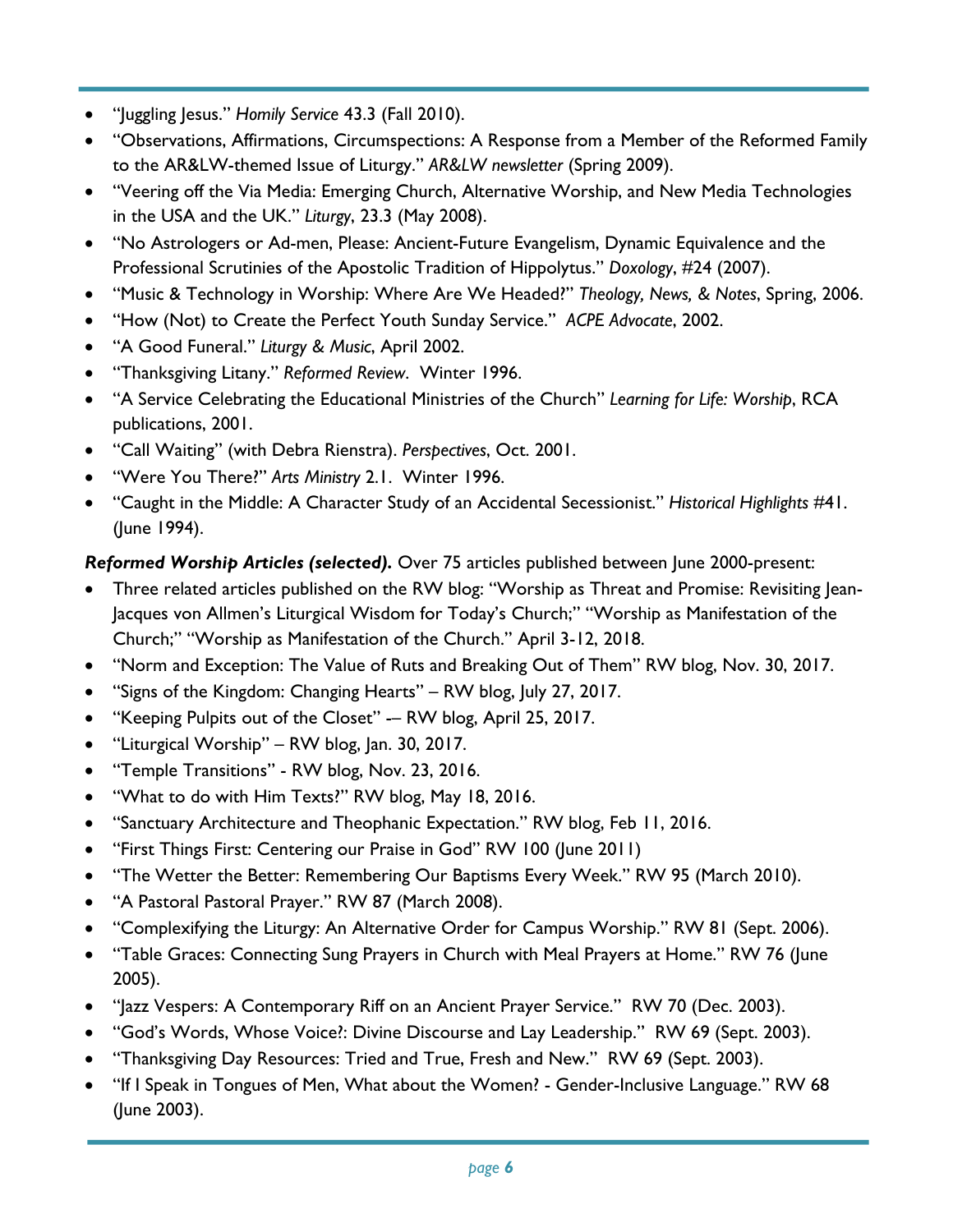- "Juggling Jesus." *Homily Service* 43.3 (Fall 2010).
- "Observations, Affirmations, Circumspections: A Response from a Member of the Reformed Family to the AR&LW-themed Issue of Liturgy." *AR&LW newsletter* (Spring 2009).
- "Veering off the Via Media: Emerging Church, Alternative Worship, and New Media Technologies in the USA and the UK." *Liturgy*, 23.3 (May 2008).
- "No Astrologers or Ad-men, Please: Ancient-Future Evangelism, Dynamic Equivalence and the Professional Scrutinies of the Apostolic Tradition of Hippolytus." *Doxology*, #24 (2007).
- "Music & Technology in Worship: Where Are We Headed?" *Theology, News, & Notes*, Spring, 2006.
- "How (Not) to Create the Perfect Youth Sunday Service." *ACPE Advocate*, 2002.
- "A Good Funeral." *Liturgy & Music*, April 2002.
- "Thanksgiving Litany." *Reformed Review*. Winter 1996.
- "A Service Celebrating the Educational Ministries of the Church" *Learning for Life: Worship*, RCA publications, 2001.
- "Call Waiting" (with Debra Rienstra). *Perspectives*, Oct. 2001.
- "Were You There?" *Arts Ministry* 2.1. Winter 1996.
- "Caught in the Middle: A Character Study of an Accidental Secessionist." *Historical Highlights* #41. (June 1994).

***Reformed Worship Articles (selected).*** Over 75 articles published between June 2000-present:

- Three related articles published on the RW blog: "Worship as Threat and Promise: Revisiting Jean-Jacques von Allmen's Liturgical Wisdom for Today's Church;" "Worship as Manifestation of the Church;" "Worship as Manifestation of the Church." April 3-12, 2018.
- "Norm and Exception: The Value of Ruts and Breaking Out of Them" RW blog, Nov. 30, 2017.
- "Signs of the Kingdom: Changing Hearts" – RW blog, July 27, 2017.
- "Keeping Pulpits out of the Closet" -– RW blog, April 25, 2017.
- "Liturgical Worship" – RW blog, Jan. 30, 2017.
- "Temple Transitions" - RW blog, Nov. 23, 2016.
- "What to do with Him Texts?" RW blog, May 18, 2016.
- "Sanctuary Architecture and Theophanic Expectation." RW blog, Feb 11, 2016.
- "First Things First: Centering our Praise in God" RW 100 (June 2011)
- "The Wetter the Better: Remembering Our Baptisms Every Week." RW 95 (March 2010).
- "A Pastoral Pastoral Prayer." RW 87 (March 2008).
- "Complexifying the Liturgy: An Alternative Order for Campus Worship." RW 81 (Sept. 2006).
- "Table Graces: Connecting Sung Prayers in Church with Meal Prayers at Home." RW 76 (June 2005).
- "Jazz Vespers: A Contemporary Riff on an Ancient Prayer Service." RW 70 (Dec. 2003).
- "God's Words, Whose Voice?: Divine Discourse and Lay Leadership." RW 69 (Sept. 2003).
- "Thanksgiving Day Resources: Tried and True, Fresh and New." RW 69 (Sept. 2003).
- "If I Speak in Tongues of Men, What about the Women? - Gender-Inclusive Language." RW 68 (June 2003).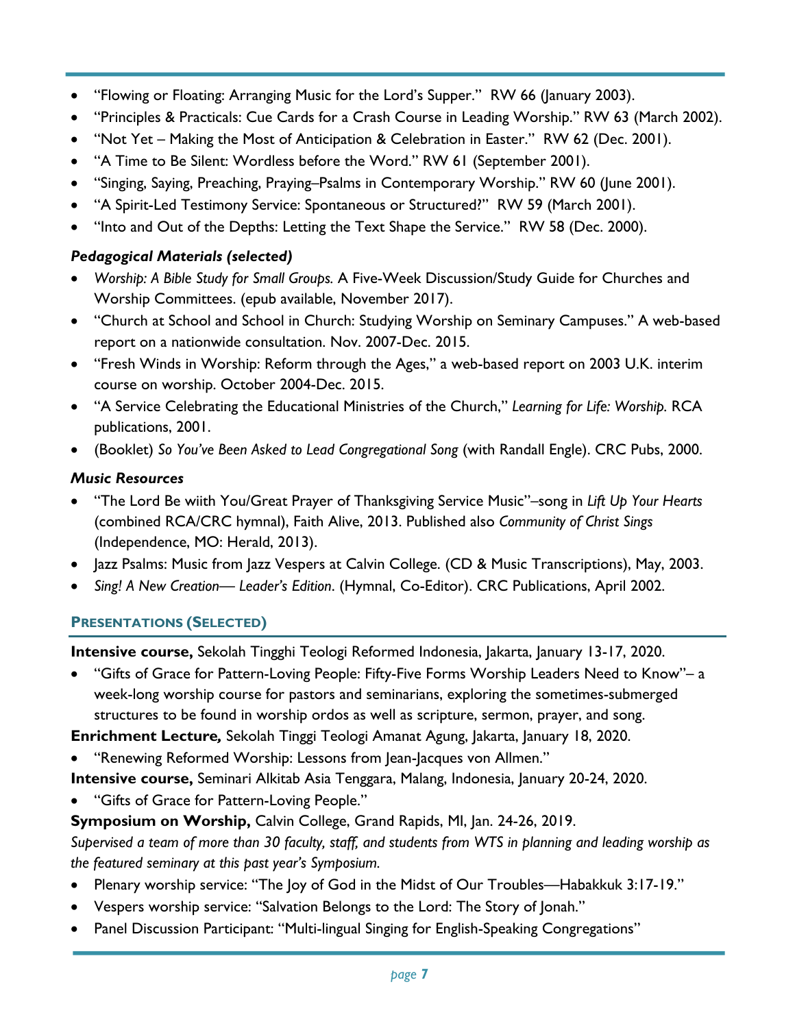- "Flowing or Floating: Arranging Music for the Lord's Supper." RW 66 (January 2003).
- "Principles & Practicals: Cue Cards for a Crash Course in Leading Worship." RW 63 (March 2002).
- "Not Yet – Making the Most of Anticipation & Celebration in Easter." RW 62 (Dec. 2001).
- "A Time to Be Silent: Wordless before the Word." RW 61 (September 2001).
- "Singing, Saying, Preaching, Praying–Psalms in Contemporary Worship." RW 60 (June 2001).
- "A Spirit-Led Testimony Service: Spontaneous or Structured?" RW 59 (March 2001).
- "Into and Out of the Depths: Letting the Text Shape the Service." RW 58 (Dec. 2000).

### *Pedagogical Materials (selected)*

- *Worship: A Bible Study for Small Groups.* A Five-Week Discussion/Study Guide for Churches and Worship Committees. (epub available, November 2017).
- "Church at School and School in Church: Studying Worship on Seminary Campuses." A web-based report on a nationwide consultation. Nov. 2007-Dec. 2015.
- "Fresh Winds in Worship: Reform through the Ages," a web-based report on 2003 U.K. interim course on worship. October 2004-Dec. 2015.
- "A Service Celebrating the Educational Ministries of the Church," *Learning for Life: Worship.* RCA publications, 2001.
- (Booklet) *So You've Been Asked to Lead Congregational Song* (with Randall Engle). CRC Pubs, 2000.

### *Music Resources*

- "The Lord Be wiith You/Great Prayer of Thanksgiving Service Music"–song in *Lift Up Your Hearts* (combined RCA/CRC hymnal), Faith Alive, 2013. Published also *Community of Christ Sings* (Independence, MO: Herald, 2013).
- Jazz Psalms: Music from Jazz Vespers at Calvin College. (CD & Music Transcriptions), May, 2003.
- *Sing! A New Creation— Leader's Edition*. (Hymnal, Co-Editor). CRC Publications, April 2002.

## PRESENTATIONS (SELECTED)

**Intensive course,** Sekolah Tingghi Teologi Reformed Indonesia, Jakarta, January 13-17, 2020.

- "Gifts of Grace for Pattern-Loving People: Fifty-Five Forms Worship Leaders Need to Know"– a week-long worship course for pastors and seminarians, exploring the sometimes-submerged structures to be found in worship ordos as well as scripture, sermon, prayer, and song.

**Enrichment Lecture*,*** Sekolah Tinggi Teologi Amanat Agung, Jakarta, January 18, 2020.

- "Renewing Reformed Worship: Lessons from Jean-Jacques von Allmen."

**Intensive course,** Seminari Alkitab Asia Tenggara, Malang, Indonesia, January 20-24, 2020.

- "Gifts of Grace for Pattern-Loving People."

**Symposium on Worship,** Calvin College, Grand Rapids, MI, Jan. 24-26, 2019.

*Supervised a team of more than 30 faculty, staff, and students from WTS in planning and leading worship as the featured seminary at this past year's Symposium.*

- Plenary worship service: "The Joy of God in the Midst of Our Troubles—Habakkuk 3:17-19."
- Vespers worship service: "Salvation Belongs to the Lord: The Story of Jonah."
- Panel Discussion Participant: "Multi-lingual Singing for English-Speaking Congregations"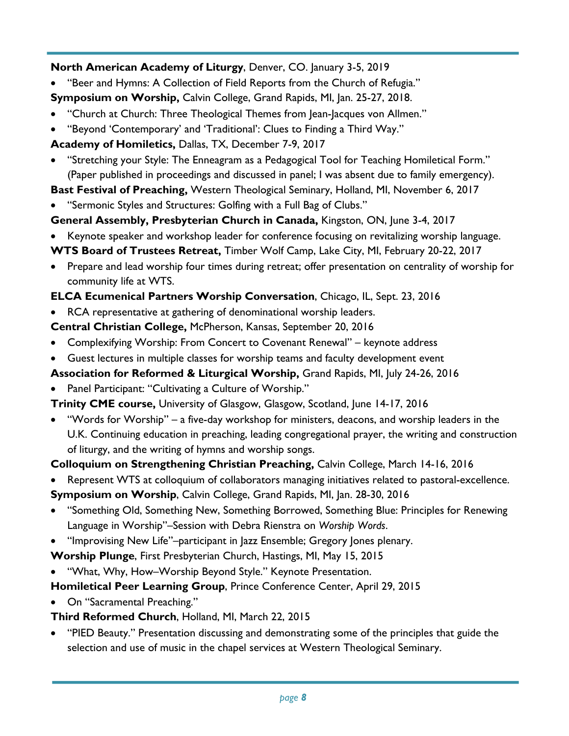**North American Academy of Liturgy**, Denver, CO. January 3-5, 2019

- "Beer and Hymns: A Collection of Field Reports from the Church of Refugia."

**Symposium on Worship,** Calvin College, Grand Rapids, MI, Jan. 25-27, 2018.

- "Church at Church: Three Theological Themes from Jean-Jacques von Allmen."
- "Beyond 'Contemporary' and 'Traditional': Clues to Finding a Third Way."

**Academy of Homiletics,** Dallas, TX, December 7-9, 2017

- "Stretching your Style: The Enneagram as a Pedagogical Tool for Teaching Homiletical Form." (Paper published in proceedings and discussed in panel; I was absent due to family emergency).

**Bast Festival of Preaching,** Western Theological Seminary, Holland, MI, November 6, 2017

- "Sermonic Styles and Structures: Golfing with a Full Bag of Clubs."

**General Assembly, Presbyterian Church in Canada,** Kingston, ON, June 3-4, 2017

- Keynote speaker and workshop leader for conference focusing on revitalizing worship language.

**WTS Board of Trustees Retreat,** Timber Wolf Camp, Lake City, MI, February 20-22, 2017

- Prepare and lead worship four times during retreat; offer presentation on centrality of worship for community life at WTS.

**ELCA Ecumenical Partners Worship Conversation**, Chicago, IL, Sept. 23, 2016

- RCA representative at gathering of denominational worship leaders.

**Central Christian College,** McPherson, Kansas, September 20, 2016

- Complexifying Worship: From Concert to Covenant Renewal" – keynote address
- Guest lectures in multiple classes for worship teams and faculty development event

**Association for Reformed & Liturgical Worship,** Grand Rapids, MI, July 24-26, 2016

- Panel Participant: "Cultivating a Culture of Worship."

**Trinity CME course,** University of Glasgow, Glasgow, Scotland, June 14-17, 2016

- "Words for Worship" – a five-day workshop for ministers, deacons, and worship leaders in the U.K. Continuing education in preaching, leading congregational prayer, the writing and construction of liturgy, and the writing of hymns and worship songs.

**Colloquium on Strengthening Christian Preaching,** Calvin College, March 14-16, 2016

- Represent WTS at colloquium of collaborators managing initiatives related to pastoral-excellence.

**Symposium on Worship**, Calvin College, Grand Rapids, MI, Jan. 28-30, 2016

- "Something Old, Something New, Something Borrowed, Something Blue: Principles for Renewing Language in Worship"–Session with Debra Rienstra on *Worship Words*.
- "Improvising New Life"–participant in Jazz Ensemble; Gregory Jones plenary.

**Worship Plunge**, First Presbyterian Church, Hastings, MI, May 15, 2015

- "What, Why, How–Worship Beyond Style." Keynote Presentation.

**Homiletical Peer Learning Group**, Prince Conference Center, April 29, 2015

- On "Sacramental Preaching."

**Third Reformed Church**, Holland, MI, March 22, 2015

- "PIED Beauty." Presentation discussing and demonstrating some of the principles that guide the selection and use of music in the chapel services at Western Theological Seminary.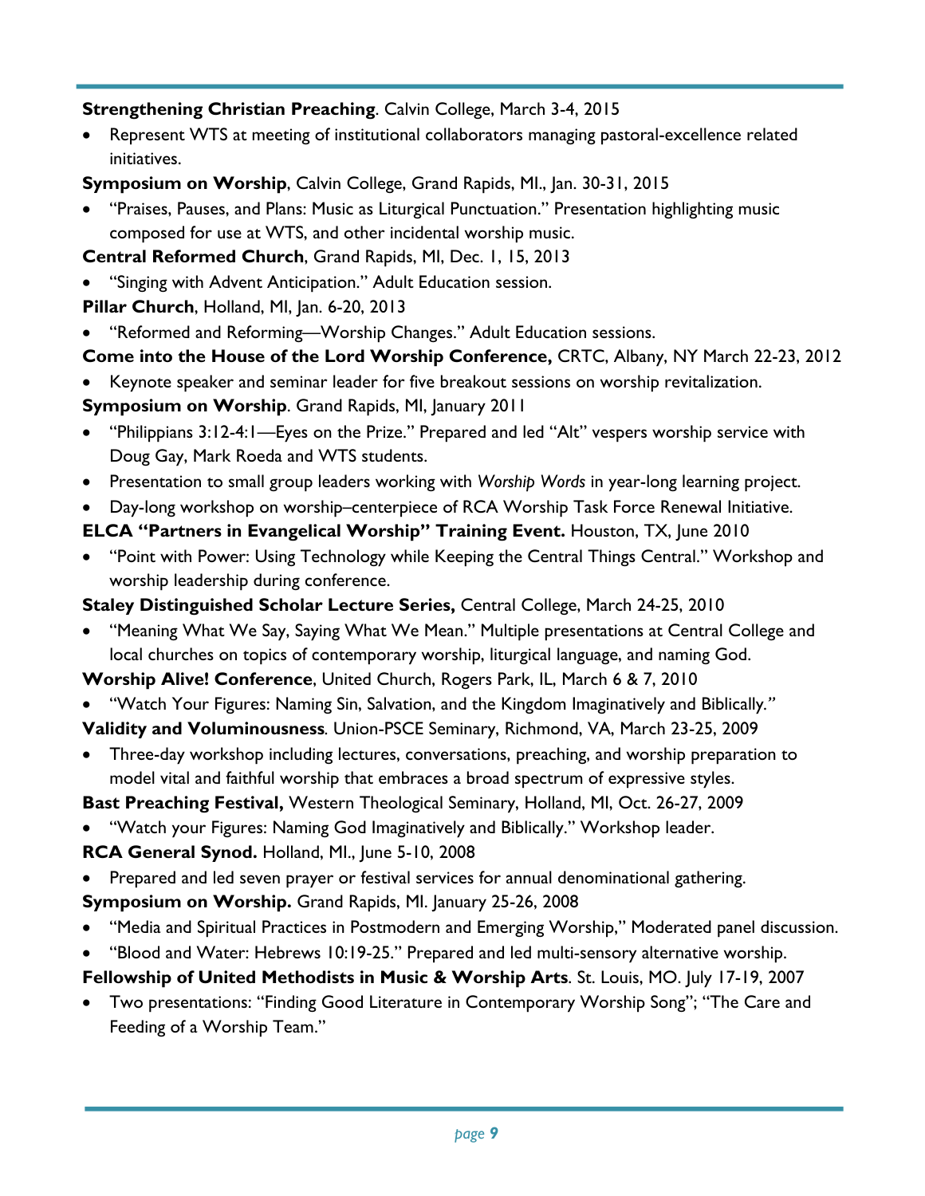**Strengthening Christian Preaching**. Calvin College, March 3-4, 2015

- Represent WTS at meeting of institutional collaborators managing pastoral-excellence related initiatives.

**Symposium on Worship**, Calvin College, Grand Rapids, MI., Jan. 30-31, 2015

- "Praises, Pauses, and Plans: Music as Liturgical Punctuation." Presentation highlighting music composed for use at WTS, and other incidental worship music.

**Central Reformed Church**, Grand Rapids, MI, Dec. 1, 15, 2013

- "Singing with Advent Anticipation." Adult Education session.

**Pillar Church**, Holland, MI, Jan. 6-20, 2013

- "Reformed and Reforming—Worship Changes." Adult Education sessions.

**Come into the House of the Lord Worship Conference,** CRTC, Albany, NY March 22-23, 2012

- Keynote speaker and seminar leader for five breakout sessions on worship revitalization.

**Symposium on Worship**. Grand Rapids, MI, January 2011

- "Philippians 3:12-4:1—Eyes on the Prize." Prepared and led "Alt" vespers worship service with Doug Gay, Mark Roeda and WTS students.
- Presentation to small group leaders working with *Worship Words* in year-long learning project.
- Day-long workshop on worship–centerpiece of RCA Worship Task Force Renewal Initiative.

**ELCA "Partners in Evangelical Worship" Training Event.** Houston, TX, June 2010

- "Point with Power: Using Technology while Keeping the Central Things Central." Workshop and worship leadership during conference.

**Staley Distinguished Scholar Lecture Series,** Central College, March 24-25, 2010

- "Meaning What We Say, Saying What We Mean." Multiple presentations at Central College and local churches on topics of contemporary worship, liturgical language, and naming God.

**Worship Alive! Conference**, United Church, Rogers Park, IL, March 6 & 7, 2010

- "Watch Your Figures: Naming Sin, Salvation, and the Kingdom Imaginatively and Biblically."

**Validity and Voluminousness**. Union-PSCE Seminary, Richmond, VA, March 23-25, 2009

- Three-day workshop including lectures, conversations, preaching, and worship preparation to model vital and faithful worship that embraces a broad spectrum of expressive styles.

**Bast Preaching Festival,** Western Theological Seminary, Holland, MI, Oct. 26-27, 2009

- "Watch your Figures: Naming God Imaginatively and Biblically." Workshop leader.

**RCA General Synod.** Holland, MI., June 5-10, 2008

- Prepared and led seven prayer or festival services for annual denominational gathering.

**Symposium on Worship.** Grand Rapids, MI. January 25-26, 2008

- "Media and Spiritual Practices in Postmodern and Emerging Worship," Moderated panel discussion.
- "Blood and Water: Hebrews 10:19-25." Prepared and led multi-sensory alternative worship.

**Fellowship of United Methodists in Music & Worship Arts**. St. Louis, MO. July 17-19, 2007

- Two presentations: "Finding Good Literature in Contemporary Worship Song"; "The Care and Feeding of a Worship Team."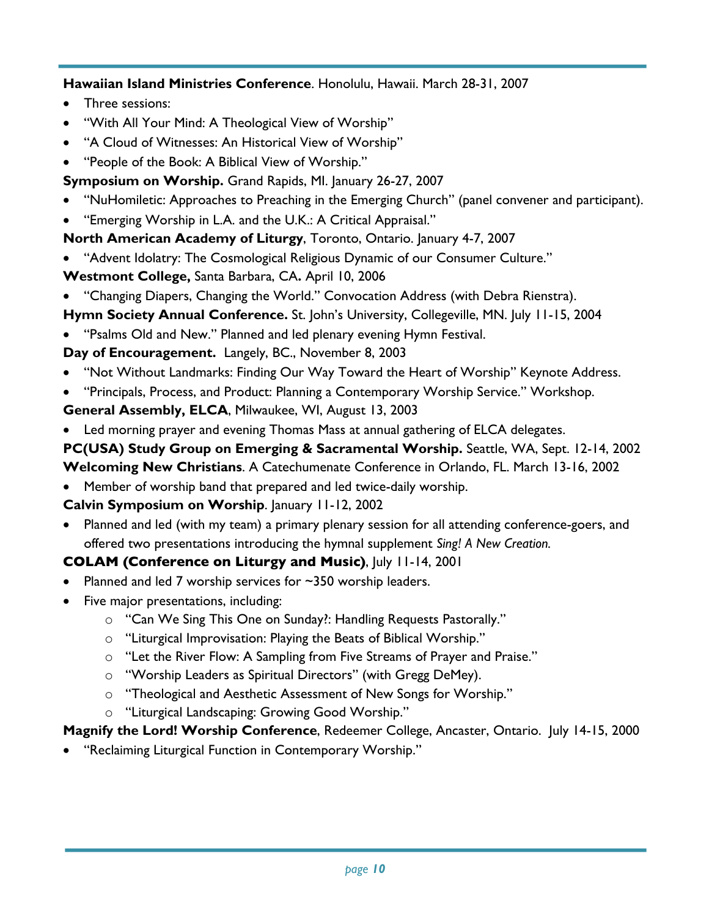**Hawaiian Island Ministries Conference**. Honolulu, Hawaii. March 28-31, 2007

- Three sessions:
- "With All Your Mind: A Theological View of Worship"
- "A Cloud of Witnesses: An Historical View of Worship"
- "People of the Book: A Biblical View of Worship."

**Symposium on Worship.** Grand Rapids, MI. January 26-27, 2007

- "NuHomiletic: Approaches to Preaching in the Emerging Church" (panel convener and participant).
- "Emerging Worship in L.A. and the U.K.: A Critical Appraisal."

**North American Academy of Liturgy**, Toronto, Ontario. January 4-7, 2007

- "Advent Idolatry: The Cosmological Religious Dynamic of our Consumer Culture."

**Westmont College,** Santa Barbara, CA**.** April 10, 2006

- "Changing Diapers, Changing the World." Convocation Address (with Debra Rienstra).

**Hymn Society Annual Conference.** St. John's University, Collegeville, MN. July 11-15, 2004

- "Psalms Old and New." Planned and led plenary evening Hymn Festival.

**Day of Encouragement.** Langely, BC., November 8, 2003

- "Not Without Landmarks: Finding Our Way Toward the Heart of Worship" Keynote Address.
- "Principals, Process, and Product: Planning a Contemporary Worship Service." Workshop.

**General Assembly, ELCA**, Milwaukee, WI, August 13, 2003

- Led morning prayer and evening Thomas Mass at annual gathering of ELCA delegates.

**PC(USA) Study Group on Emerging & Sacramental Worship.** Seattle, WA, Sept. 12-14, 2002

**Welcoming New Christians**. A Catechumenate Conference in Orlando, FL. March 13-16, 2002

- Member of worship band that prepared and led twice-daily worship.

**Calvin Symposium on Worship**. January 11-12, 2002

- Planned and led (with my team) a primary plenary session for all attending conference-goers, and offered two presentations introducing the hymnal supplement *Sing! A New Creation.*

**COLAM (Conference on Liturgy and Music)**, July 11-14, 2001

- Planned and led 7 worship services for ~350 worship leaders.
- Five major presentations, including:
  - "Can We Sing This One on Sunday?: Handling Requests Pastorally."
  - "Liturgical Improvisation: Playing the Beats of Biblical Worship."
  - "Let the River Flow: A Sampling from Five Streams of Prayer and Praise."
  - "Worship Leaders as Spiritual Directors" (with Gregg DeMey).
  - "Theological and Aesthetic Assessment of New Songs for Worship."
  - "Liturgical Landscaping: Growing Good Worship."

**Magnify the Lord! Worship Conference**, Redeemer College, Ancaster, Ontario. July 14-15, 2000

- "Reclaiming Liturgical Function in Contemporary Worship."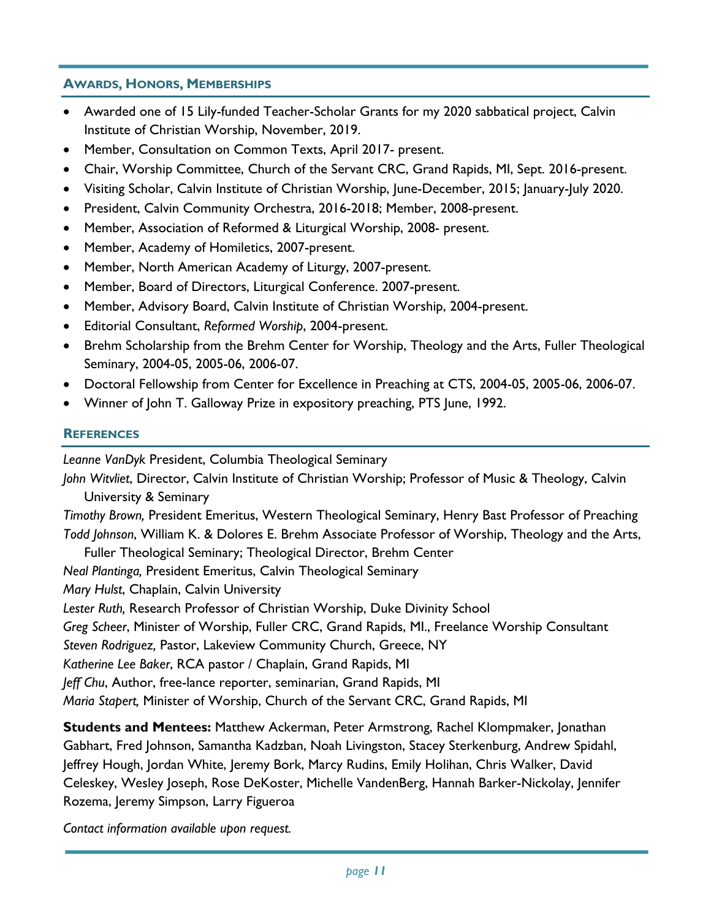## Awards, Honors, Memberships

- Awarded one of 15 Lily-funded Teacher-Scholar Grants for my 2020 sabbatical project, Calvin Institute of Christian Worship, November, 2019.
- Member, Consultation on Common Texts, April 2017- present.
- Chair, Worship Committee, Church of the Servant CRC, Grand Rapids, MI, Sept. 2016-present.
- Visiting Scholar, Calvin Institute of Christian Worship, June-December, 2015; January-July 2020.
- President, Calvin Community Orchestra, 2016-2018; Member, 2008-present.
- Member, Association of Reformed & Liturgical Worship, 2008- present.
- Member, Academy of Homiletics, 2007-present.
- Member, North American Academy of Liturgy, 2007-present.
- Member, Board of Directors, Liturgical Conference. 2007-present.
- Member, Advisory Board, Calvin Institute of Christian Worship, 2004-present.
- Editorial Consultant, *Reformed Worship*, 2004-present.
- Brehm Scholarship from the Brehm Center for Worship, Theology and the Arts, Fuller Theological Seminary, 2004-05, 2005-06, 2006-07.
- Doctoral Fellowship from Center for Excellence in Preaching at CTS, 2004-05, 2005-06, 2006-07.
- Winner of John T. Galloway Prize in expository preaching, PTS June, 1992.

## References

*Leanne VanDyk* President, Columbia Theological Seminary

*John Witvliet*, Director, Calvin Institute of Christian Worship; Professor of Music & Theology, Calvin University & Seminary

*Timothy Brown,* President Emeritus, Western Theological Seminary, Henry Bast Professor of Preaching

*Todd Johnson*, William K. & Dolores E. Brehm Associate Professor of Worship, Theology and the Arts, Fuller Theological Seminary; Theological Director, Brehm Center

*Neal Plantinga,* President Emeritus, Calvin Theological Seminary

*Mary Hulst*, Chaplain, Calvin University

*Lester Ruth,* Research Professor of Christian Worship, Duke Divinity School

*Greg Scheer*, Minister of Worship, Fuller CRC, Grand Rapids, MI., Freelance Worship Consultant

*Steven Rodriguez,* Pastor, Lakeview Community Church, Greece, NY

*Katherine Lee Baker*, RCA pastor / Chaplain, Grand Rapids, MI

*Jeff Chu*, Author, free-lance reporter, seminarian, Grand Rapids, MI

*Maria Stapert,* Minister of Worship, Church of the Servant CRC, Grand Rapids, MI

**Students and Mentees:** Matthew Ackerman, Peter Armstrong, Rachel Klompmaker, Jonathan Gabhart, Fred Johnson, Samantha Kadzban, Noah Livingston, Stacey Sterkenburg, Andrew Spidahl, Jeffrey Hough, Jordan White, Jeremy Bork, Marcy Rudins, Emily Holihan, Chris Walker, David Celeskey, Wesley Joseph, Rose DeKoster, Michelle VandenBerg, Hannah Barker-Nickolay, Jennifer Rozema, Jeremy Simpson, Larry Figueroa

*Contact information available upon request.*